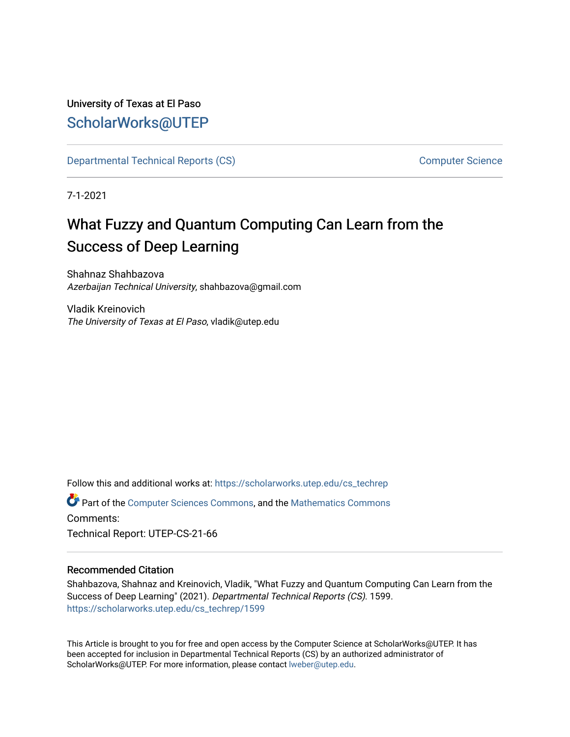University of Texas at El Paso

# ScholarWorks@UTEP

Departmental Technical Reports (CS) | Computer Science

7-1-2021

# What Fuzzy and Quantum Computing Can Learn from the Success of Deep Learning

Shahnaz Shahbazova
*Azerbaijan Technical University*, shahbazova@gmail.com

Vladik Kreinovich
*The University of Texas at El Paso*, vladik@utep.edu

Follow this and additional works at: https://scholarworks.utep.edu/cs_techrep

Part of the Computer Sciences Commons, and the Mathematics Commons

Comments:

Technical Report: UTEP-CS-21-66

### Recommended Citation

Shahbazova, Shahnaz and Kreinovich, Vladik, "What Fuzzy and Quantum Computing Can Learn from the Success of Deep Learning" (2021). *Departmental Technical Reports (CS)*. 1599.
https://scholarworks.utep.edu/cs_techrep/1599

This Article is brought to you for free and open access by the Computer Science at ScholarWorks@UTEP. It has been accepted for inclusion in Departmental Technical Reports (CS) by an authorized administrator of ScholarWorks@UTEP. For more information, please contact lweber@utep.edu.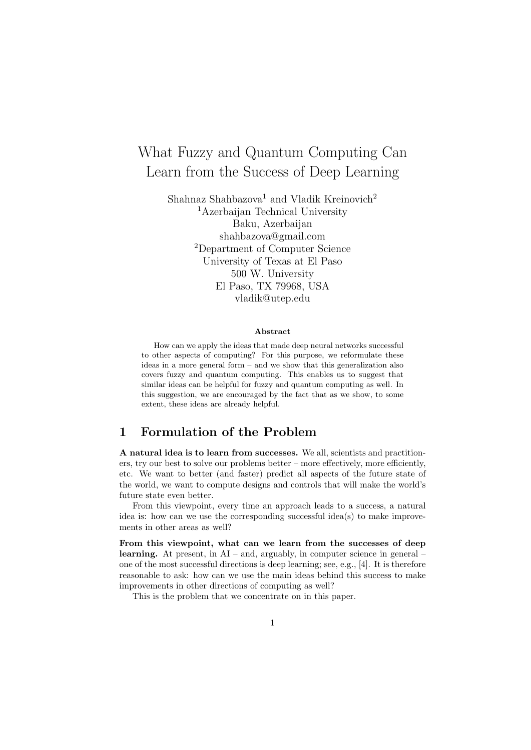# What Fuzzy and Quantum Computing Can Learn from the Success of Deep Learning

Shahnaz Shahbazova[1] and Vladik Kreinovich[2]

[1]Azerbaijan Technical University
Baku, Azerbaijan
shahbazova@gmail.com

[2]Department of Computer Science
University of Texas at El Paso
500 W. University
El Paso, TX 79968, USA
vladik@utep.edu

### Abstract

How can we apply the ideas that made deep neural networks successful to other aspects of computing? For this purpose, we reformulate these ideas in a more general form – and we show that this generalization also covers fuzzy and quantum computing. This enables us to suggest that similar ideas can be helpful for fuzzy and quantum computing as well. In this suggestion, we are encouraged by the fact that as we show, to some extent, these ideas are already helpful.

## 1 Formulation of the Problem

**A natural idea is to learn from successes.** We all, scientists and practitioners, try our best to solve our problems better – more effectively, more efficiently, etc. We want to better (and faster) predict all aspects of the future state of the world, we want to compute designs and controls that will make the world's future state even better.

From this viewpoint, every time an approach leads to a success, a natural idea is: how can we use the corresponding successful idea(s) to make improvements in other areas as well?

**From this viewpoint, what can we learn from the successes of deep learning.** At present, in AI – and, arguably, in computer science in general – one of the most successful directions is deep learning; see, e.g., [4]. It is therefore reasonable to ask: how can we use the main ideas behind this success to make improvements in other directions of computing as well?

This is the problem that we concentrate on in this paper.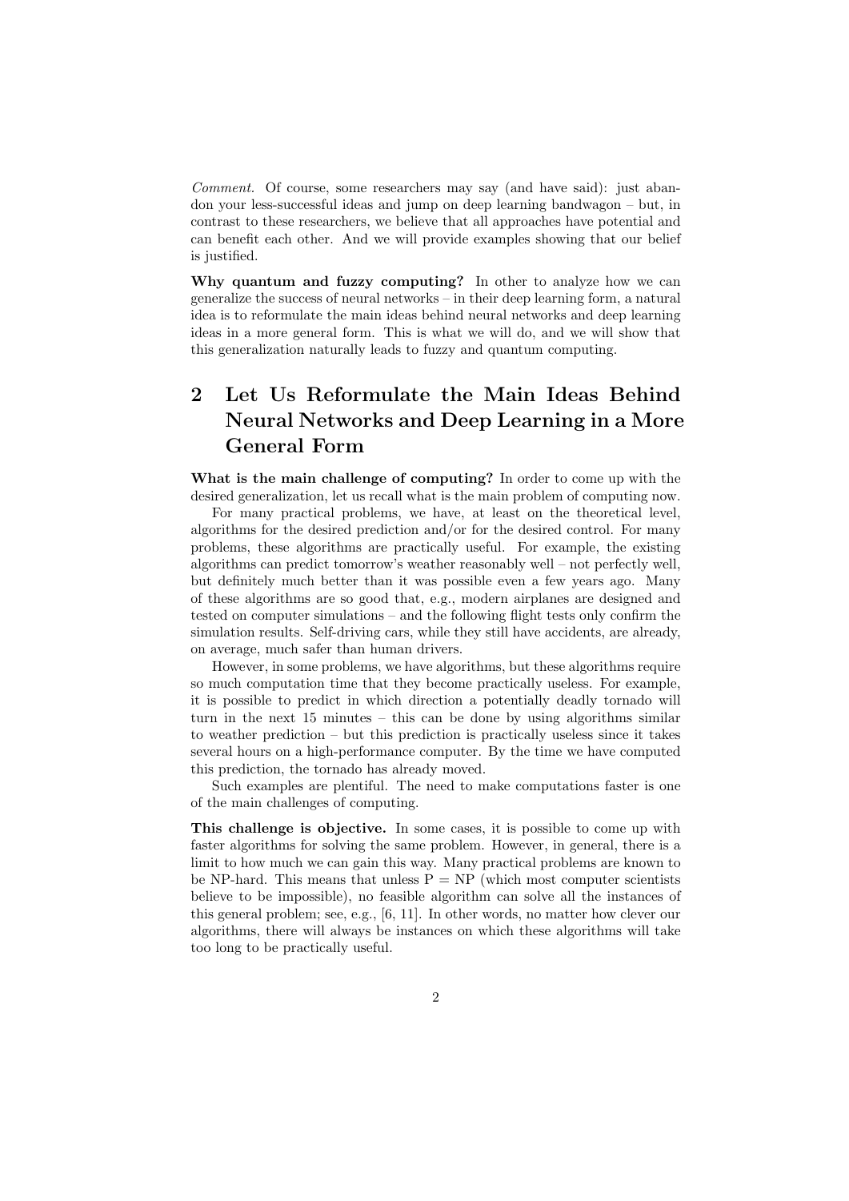*Comment.* Of course, some researchers may say (and have said): just abandon your less-successful ideas and jump on deep learning bandwagon – but, in contrast to these researchers, we believe that all approaches have potential and can benefit each other. And we will provide examples showing that our belief is justified.

**Why quantum and fuzzy computing?** In other to analyze how we can generalize the success of neural networks – in their deep learning form, a natural idea is to reformulate the main ideas behind neural networks and deep learning ideas in a more general form. This is what we will do, and we will show that this generalization naturally leads to fuzzy and quantum computing.

## 2 Let Us Reformulate the Main Ideas Behind Neural Networks and Deep Learning in a More General Form

**What is the main challenge of computing?** In order to come up with the desired generalization, let us recall what is the main problem of computing now.

For many practical problems, we have, at least on the theoretical level, algorithms for the desired prediction and/or for the desired control. For many problems, these algorithms are practically useful. For example, the existing algorithms can predict tomorrow's weather reasonably well – not perfectly well, but definitely much better than it was possible even a few years ago. Many of these algorithms are so good that, e.g., modern airplanes are designed and tested on computer simulations – and the following flight tests only confirm the simulation results. Self-driving cars, while they still have accidents, are already, on average, much safer than human drivers.

However, in some problems, we have algorithms, but these algorithms require so much computation time that they become practically useless. For example, it is possible to predict in which direction a potentially deadly tornado will turn in the next 15 minutes – this can be done by using algorithms similar to weather prediction – but this prediction is practically useless since it takes several hours on a high-performance computer. By the time we have computed this prediction, the tornado has already moved.

Such examples are plentiful. The need to make computations faster is one of the main challenges of computing.

**This challenge is objective.** In some cases, it is possible to come up with faster algorithms for solving the same problem. However, in general, there is a limit to how much we can gain this way. Many practical problems are known to be NP-hard. This means that unless P = NP (which most computer scientists believe to be impossible), no feasible algorithm can solve all the instances of this general problem; see, e.g., [6, 11]. In other words, no matter how clever our algorithms, there will always be instances on which these algorithms will take too long to be practically useful.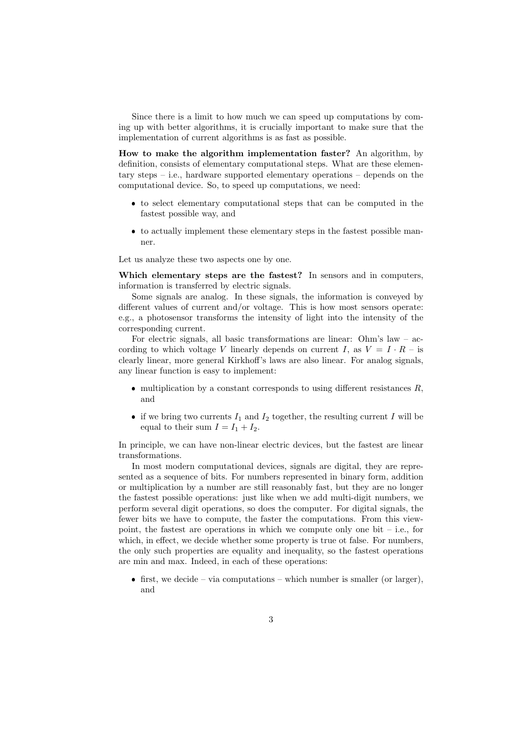Since there is a limit to how much we can speed up computations by coming up with better algorithms, it is crucially important to make sure that the implementation of current algorithms is as fast as possible.

**How to make the algorithm implementation faster?** An algorithm, by definition, consists of elementary computational steps. What are these elementary steps – i.e., hardware supported elementary operations – depends on the computational device. So, to speed up computations, we need:

- to select elementary computational steps that can be computed in the fastest possible way, and
- to actually implement these elementary steps in the fastest possible manner.

Let us analyze these two aspects one by one.

**Which elementary steps are the fastest?** In sensors and in computers, information is transferred by electric signals.

Some signals are analog. In these signals, the information is conveyed by different values of current and/or voltage. This is how most sensors operate: e.g., a photosensor transforms the intensity of light into the intensity of the corresponding current.

For electric signals, all basic transformations are linear: Ohm's law – according to which voltage $V$ linearly depends on current $I$, as $V = I \cdot R$ – is clearly linear, more general Kirkhoff's laws are also linear. For analog signals, any linear function is easy to implement:

- multiplication by a constant corresponds to using different resistances $R$, and
- if we bring two currents $I_1$ and $I_2$ together, the resulting current $I$ will be equal to their sum $I = I_1 + I_2$.

In principle, we can have non-linear electric devices, but the fastest are linear transformations.

In most modern computational devices, signals are digital, they are represented as a sequence of bits. For numbers represented in binary form, addition or multiplication by a number are still reasonably fast, but they are no longer the fastest possible operations: just like when we add multi-digit numbers, we perform several digit operations, so does the computer. For digital signals, the fewer bits we have to compute, the faster the computations. From this viewpoint, the fastest are operations in which we compute only one bit – i.e., for which, in effect, we decide whether some property is true ot false. For numbers, the only such properties are equality and inequality, so the fastest operations are min and max. Indeed, in each of these operations:

- first, we decide – via computations – which number is smaller (or larger), and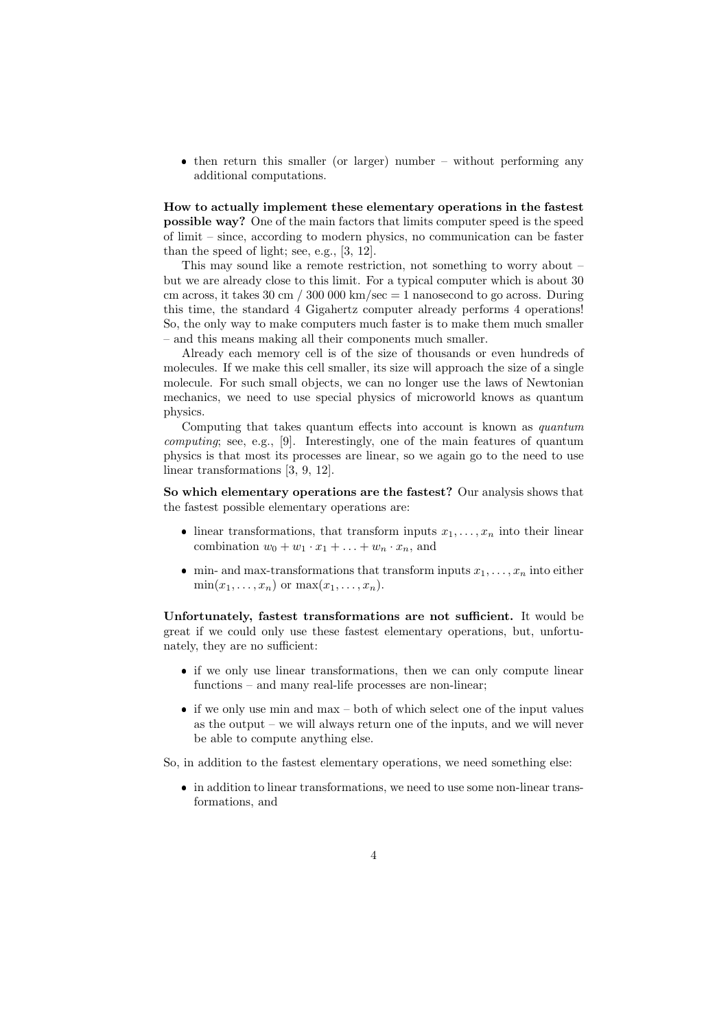- then return this smaller (or larger) number – without performing any additional computations.

**How to actually implement these elementary operations in the fastest possible way?** One of the main factors that limits computer speed is the speed of limit – since, according to modern physics, no communication can be faster than the speed of light; see, e.g., [3, 12].

This may sound like a remote restriction, not something to worry about – but we are already close to this limit. For a typical computer which is about 30 cm across, it takes 30 cm / 300 000 km/sec = 1 nanosecond to go across. During this time, the standard 4 Gigahertz computer already performs 4 operations! So, the only way to make computers much faster is to make them much smaller – and this means making all their components much smaller.

Already each memory cell is of the size of thousands or even hundreds of molecules. If we make this cell smaller, its size will approach the size of a single molecule. For such small objects, we can no longer use the laws of Newtonian mechanics, we need to use special physics of microworld knows as quantum physics.

Computing that takes quantum effects into account is known as *quantum computing*; see, e.g., [9]. Interestingly, one of the main features of quantum physics is that most its processes are linear, so we again go to the need to use linear transformations [3, 9, 12].

**So which elementary operations are the fastest?** Our analysis shows that the fastest possible elementary operations are:

- linear transformations, that transform inputs $x_1, \ldots, x_n$ into their linear combination $w_0 + w_1 \cdot x_1 + \ldots + w_n \cdot x_n$, and
- min- and max-transformations that transform inputs $x_1, \ldots, x_n$ into either $\min(x_1, \ldots, x_n)$ or $\max(x_1, \ldots, x_n)$.

**Unfortunately, fastest transformations are not sufficient.** It would be great if we could only use these fastest elementary operations, but, unfortunately, they are no sufficient:

- if we only use linear transformations, then we can only compute linear functions – and many real-life processes are non-linear;
- if we only use min and max – both of which select one of the input values as the output – we will always return one of the inputs, and we will never be able to compute anything else.

So, in addition to the fastest elementary operations, we need something else:

- in addition to linear transformations, we need to use some non-linear transformations, and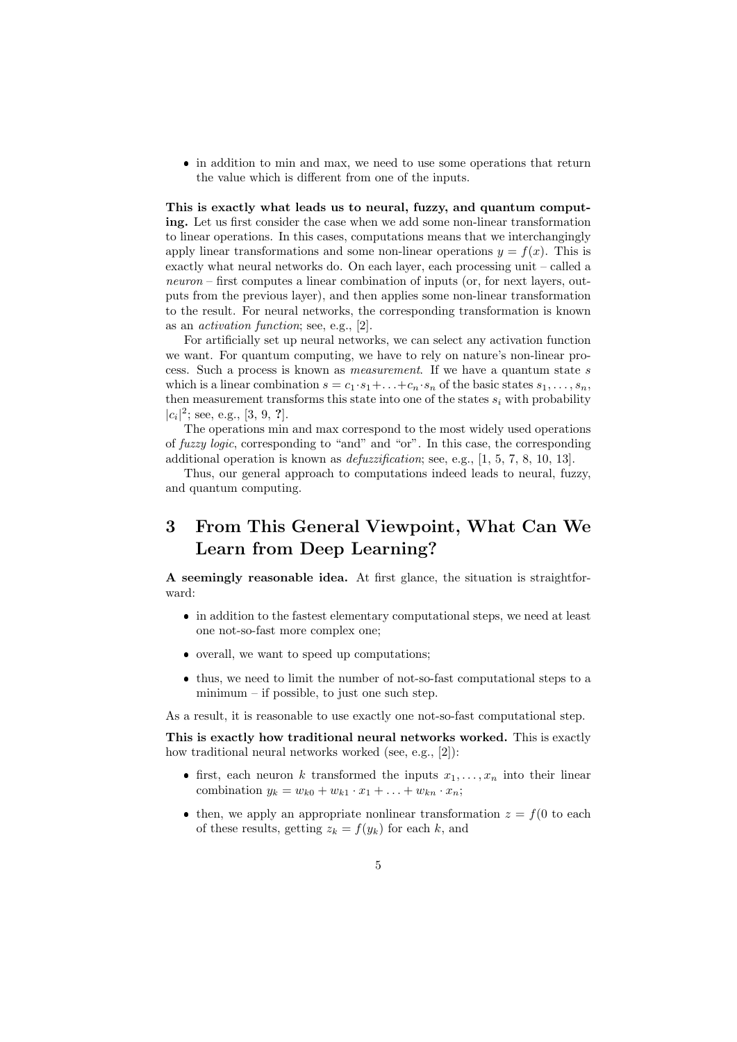- in addition to min and max, we need to use some operations that return the value which is different from one of the inputs.

**This is exactly what leads us to neural, fuzzy, and quantum computing.** Let us first consider the case when we add some non-linear transformation to linear operations. In this cases, computations means that we interchangingly apply linear transformations and some non-linear operations $y = f(x)$. This is exactly what neural networks do. On each layer, each processing unit – called a *neuron* – first computes a linear combination of inputs (or, for next layers, outputs from the previous layer), and then applies some non-linear transformation to the result. For neural networks, the corresponding transformation is known as an *activation function*; see, e.g., [2].

For artificially set up neural networks, we can select any activation function we want. For quantum computing, we have to rely on nature's non-linear process. Such a process is known as *measurement*. If we have a quantum state $s$ which is a linear combination $s = c_1 \cdot s_1 + \ldots + c_n \cdot s_n$ of the basic states $s_1, \ldots, s_n$, then measurement transforms this state into one of the states $s_i$ with probability $|c_i|^2$; see, e.g., [3, 9, **?**].

The operations min and max correspond to the most widely used operations of *fuzzy logic*, corresponding to "and" and "or". In this case, the corresponding additional operation is known as *defuzzification*; see, e.g., [1, 5, 7, 8, 10, 13].

Thus, our general approach to computations indeed leads to neural, fuzzy, and quantum computing.

# 3 From This General Viewpoint, What Can We Learn from Deep Learning?

**A seemingly reasonable idea.** At first glance, the situation is straightforward:

- in addition to the fastest elementary computational steps, we need at least one not-so-fast more complex one;
- overall, we want to speed up computations;
- thus, we need to limit the number of not-so-fast computational steps to a minimum – if possible, to just one such step.

As a result, it is reasonable to use exactly one not-so-fast computational step.

**This is exactly how traditional neural networks worked.** This is exactly how traditional neural networks worked (see, e.g., [2]):

- first, each neuron $k$ transformed the inputs $x_1, \ldots, x_n$ into their linear combination $y_k = w_{k0} + w_{k1} \cdot x_1 + \ldots + w_{kn} \cdot x_n$;
- then, we apply an appropriate nonlinear transformation $z = f(0$ to each of these results, getting $z_k = f(y_k)$ for each $k$, and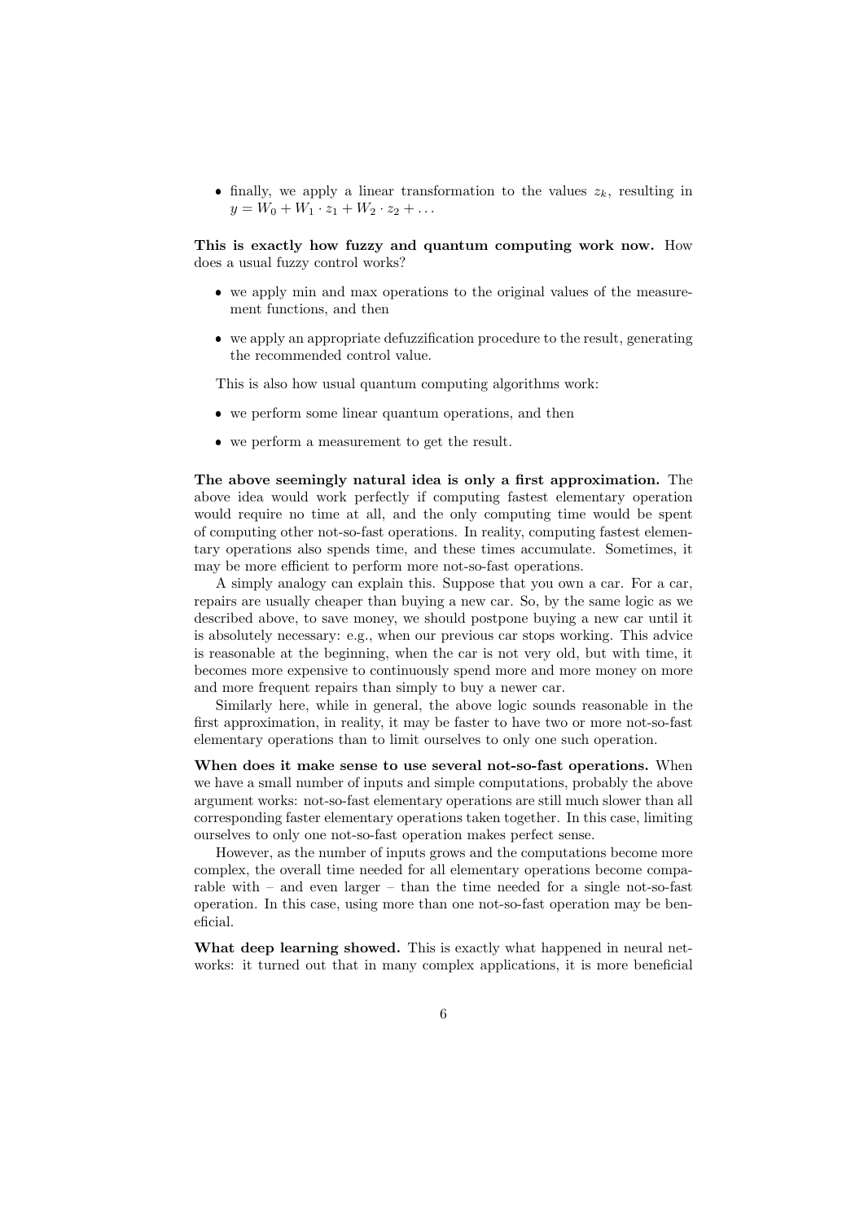- finally, we apply a linear transformation to the values $z_k$, resulting in $y = W_0 + W_1 \cdot z_1 + W_2 \cdot z_2 + \ldots$

**This is exactly how fuzzy and quantum computing work now.** How does a usual fuzzy control works?

- we apply min and max operations to the original values of the measurement functions, and then
- we apply an appropriate defuzzification procedure to the result, generating the recommended control value.

This is also how usual quantum computing algorithms work:

- we perform some linear quantum operations, and then
- we perform a measurement to get the result.

**The above seemingly natural idea is only a first approximation.** The above idea would work perfectly if computing fastest elementary operation would require no time at all, and the only computing time would be spent of computing other not-so-fast operations. In reality, computing fastest elementary operations also spends time, and these times accumulate. Sometimes, it may be more efficient to perform more not-so-fast operations.

A simply analogy can explain this. Suppose that you own a car. For a car, repairs are usually cheaper than buying a new car. So, by the same logic as we described above, to save money, we should postpone buying a new car until it is absolutely necessary: e.g., when our previous car stops working. This advice is reasonable at the beginning, when the car is not very old, but with time, it becomes more expensive to continuously spend more and more money on more and more frequent repairs than simply to buy a newer car.

Similarly here, while in general, the above logic sounds reasonable in the first approximation, in reality, it may be faster to have two or more not-so-fast elementary operations than to limit ourselves to only one such operation.

**When does it make sense to use several not-so-fast operations.** When we have a small number of inputs and simple computations, probably the above argument works: not-so-fast elementary operations are still much slower than all corresponding faster elementary operations taken together. In this case, limiting ourselves to only one not-so-fast operation makes perfect sense.

However, as the number of inputs grows and the computations become more complex, the overall time needed for all elementary operations become comparable with – and even larger – than the time needed for a single not-so-fast operation. In this case, using more than one not-so-fast operation may be beneficial.

**What deep learning showed.** This is exactly what happened in neural networks: it turned out that in many complex applications, it is more beneficial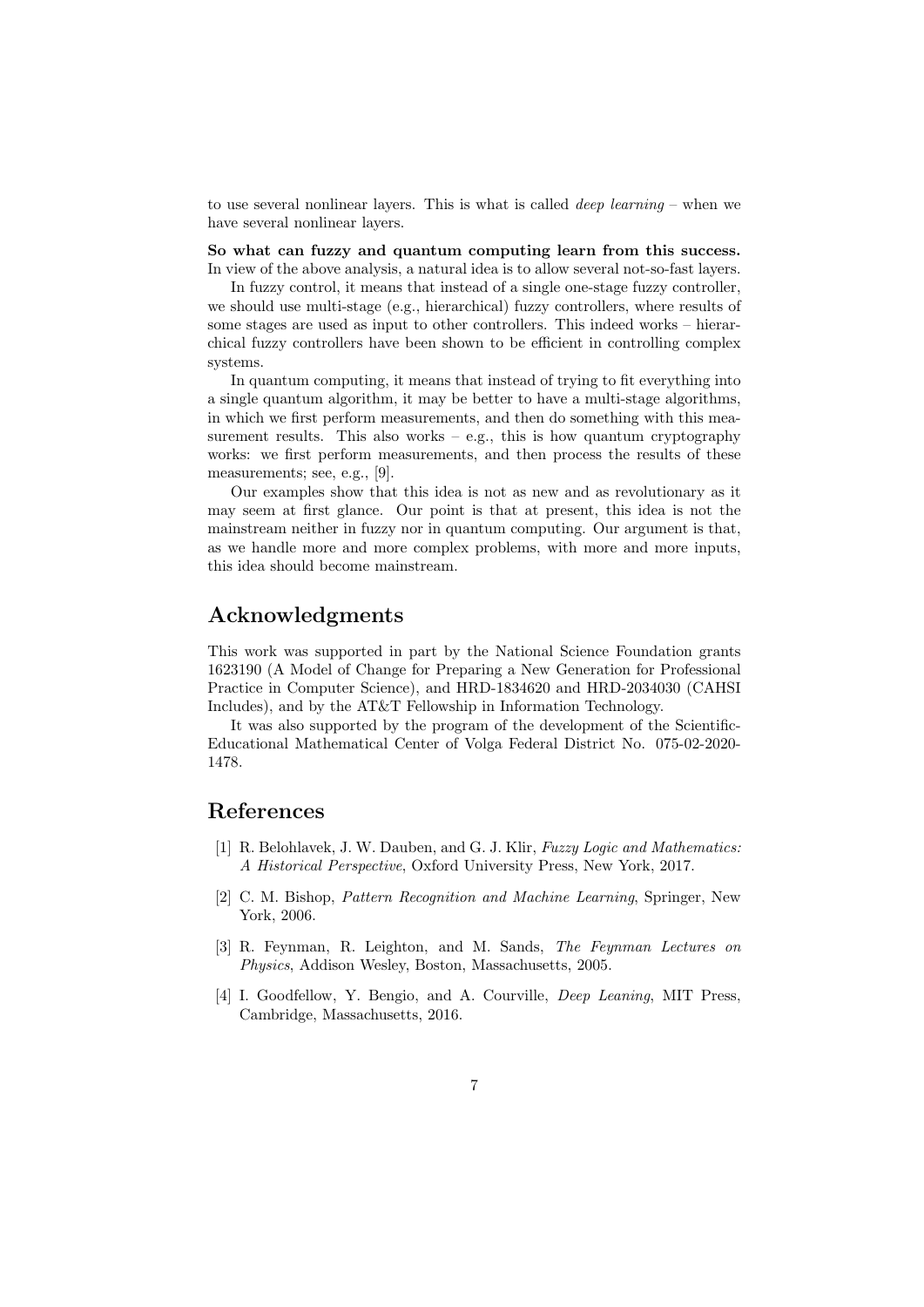to use several nonlinear layers. This is what is called *deep learning* – when we have several nonlinear layers.

**So what can fuzzy and quantum computing learn from this success.** In view of the above analysis, a natural idea is to allow several not-so-fast layers.

In fuzzy control, it means that instead of a single one-stage fuzzy controller, we should use multi-stage (e.g., hierarchical) fuzzy controllers, where results of some stages are used as input to other controllers. This indeed works – hierarchical fuzzy controllers have been shown to be efficient in controlling complex systems.

In quantum computing, it means that instead of trying to fit everything into a single quantum algorithm, it may be better to have a multi-stage algorithms, in which we first perform measurements, and then do something with this measurement results. This also works – e.g., this is how quantum cryptography works: we first perform measurements, and then process the results of these measurements; see, e.g., [9].

Our examples show that this idea is not as new and as revolutionary as it may seem at first glance. Our point is that at present, this idea is not the mainstream neither in fuzzy nor in quantum computing. Our argument is that, as we handle more and more complex problems, with more and more inputs, this idea should become mainstream.

## Acknowledgments

This work was supported in part by the National Science Foundation grants 1623190 (A Model of Change for Preparing a New Generation for Professional Practice in Computer Science), and HRD-1834620 and HRD-2034030 (CAHSI Includes), and by the AT&T Fellowship in Information Technology.

It was also supported by the program of the development of the Scientific-Educational Mathematical Center of Volga Federal District No. 075-02-2020-1478.

## References

[1] R. Belohlavek, J. W. Dauben, and G. J. Klir, *Fuzzy Logic and Mathematics: A Historical Perspective*, Oxford University Press, New York, 2017.

[2] C. M. Bishop, *Pattern Recognition and Machine Learning*, Springer, New York, 2006.

[3] R. Feynman, R. Leighton, and M. Sands, *The Feynman Lectures on Physics*, Addison Wesley, Boston, Massachusetts, 2005.

[4] I. Goodfellow, Y. Bengio, and A. Courville, *Deep Leaning*, MIT Press, Cambridge, Massachusetts, 2016.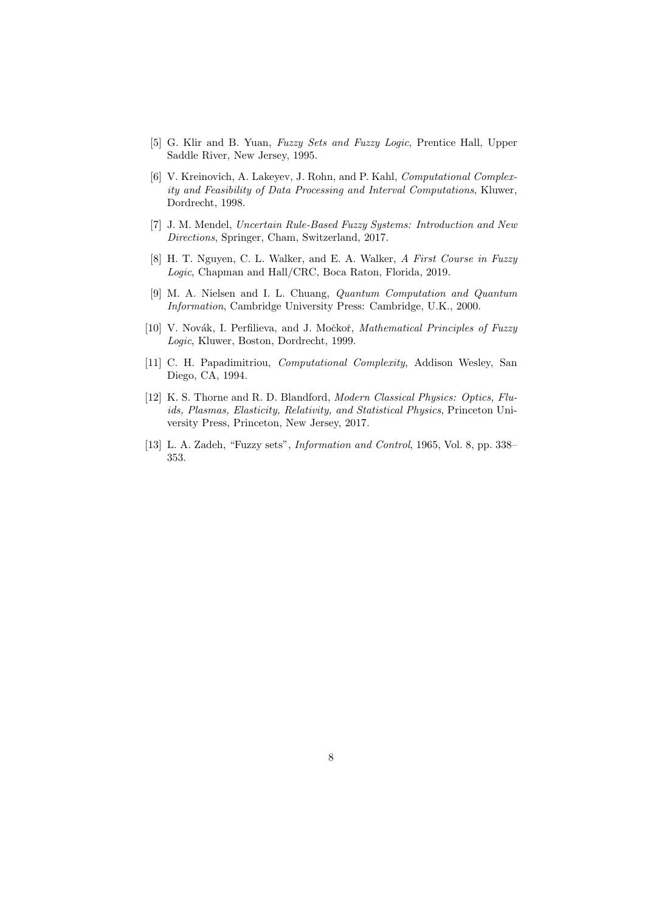[5] G. Klir and B. Yuan, *Fuzzy Sets and Fuzzy Logic*, Prentice Hall, Upper Saddle River, New Jersey, 1995.

[6] V. Kreinovich, A. Lakeyev, J. Rohn, and P. Kahl, *Computational Complexity and Feasibility of Data Processing and Interval Computations*, Kluwer, Dordrecht, 1998.

[7] J. M. Mendel, *Uncertain Rule-Based Fuzzy Systems: Introduction and New Directions*, Springer, Cham, Switzerland, 2017.

[8] H. T. Nguyen, C. L. Walker, and E. A. Walker, *A First Course in Fuzzy Logic*, Chapman and Hall/CRC, Boca Raton, Florida, 2019.

[9] M. A. Nielsen and I. L. Chuang, *Quantum Computation and Quantum Information*, Cambridge University Press: Cambridge, U.K., 2000.

[10] V. Novák, I. Perfilieva, and J. Močkoř, *Mathematical Principles of Fuzzy Logic*, Kluwer, Boston, Dordrecht, 1999.

[11] C. H. Papadimitriou, *Computational Complexity*, Addison Wesley, San Diego, CA, 1994.

[12] K. S. Thorne and R. D. Blandford, *Modern Classical Physics: Optics, Fluids, Plasmas, Elasticity, Relativity, and Statistical Physics*, Princeton University Press, Princeton, New Jersey, 2017.

[13] L. A. Zadeh, "Fuzzy sets", *Information and Control*, 1965, Vol. 8, pp. 338–353.